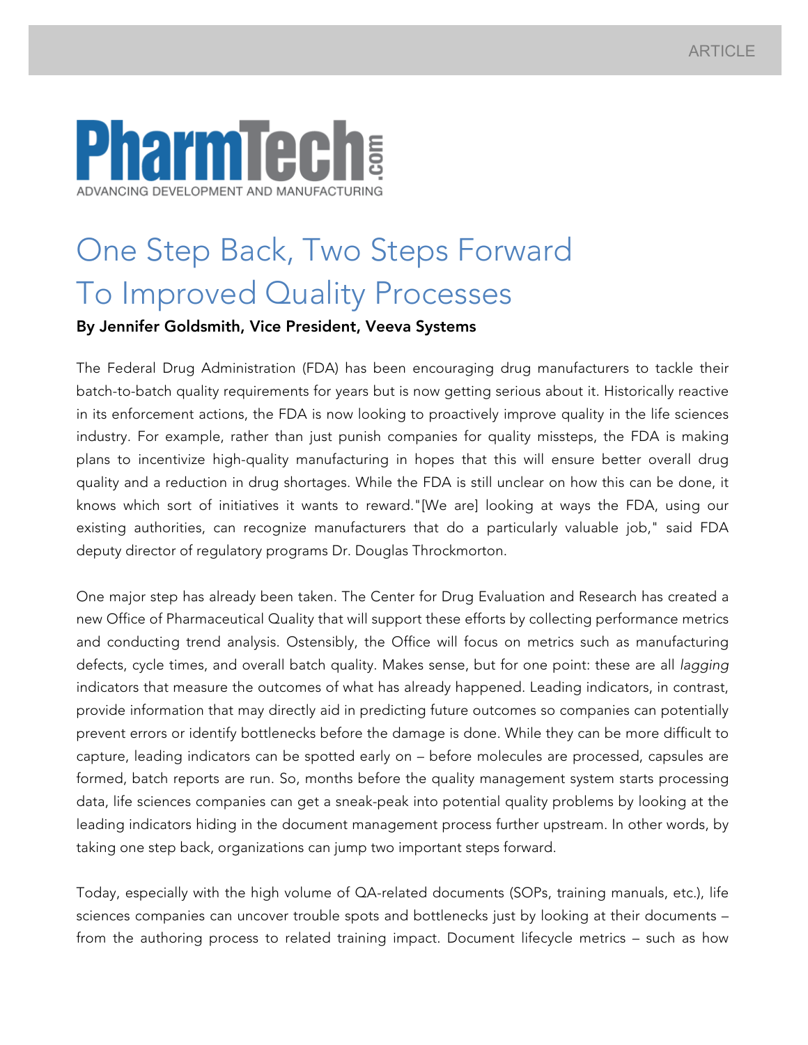ARTICLE

PharmTech.com
ADVANCING DEVELOPMENT AND MANUFACTURING

# One Step Back, Two Steps Forward To Improved Quality Processes

**By Jennifer Goldsmith, Vice President, Veeva Systems**

The Federal Drug Administration (FDA) has been encouraging drug manufacturers to tackle their batch-to-batch quality requirements for years but is now getting serious about it. Historically reactive in its enforcement actions, the FDA is now looking to proactively improve quality in the life sciences industry. For example, rather than just punish companies for quality missteps, the FDA is making plans to incentivize high-quality manufacturing in hopes that this will ensure better overall drug quality and a reduction in drug shortages. While the FDA is still unclear on how this can be done, it knows which sort of initiatives it wants to reward."[We are] looking at ways the FDA, using our existing authorities, can recognize manufacturers that do a particularly valuable job," said FDA deputy director of regulatory programs Dr. Douglas Throckmorton.

One major step has already been taken. The Center for Drug Evaluation and Research has created a new Office of Pharmaceutical Quality that will support these efforts by collecting performance metrics and conducting trend analysis. Ostensibly, the Office will focus on metrics such as manufacturing defects, cycle times, and overall batch quality. Makes sense, but for one point: these are all *lagging* indicators that measure the outcomes of what has already happened. Leading indicators, in contrast, provide information that may directly aid in predicting future outcomes so companies can potentially prevent errors or identify bottlenecks before the damage is done. While they can be more difficult to capture, leading indicators can be spotted early on – before molecules are processed, capsules are formed, batch reports are run. So, months before the quality management system starts processing data, life sciences companies can get a sneak-peak into potential quality problems by looking at the leading indicators hiding in the document management process further upstream. In other words, by taking one step back, organizations can jump two important steps forward.

Today, especially with the high volume of QA-related documents (SOPs, training manuals, etc.), life sciences companies can uncover trouble spots and bottlenecks just by looking at their documents – from the authoring process to related training impact. Document lifecycle metrics – such as how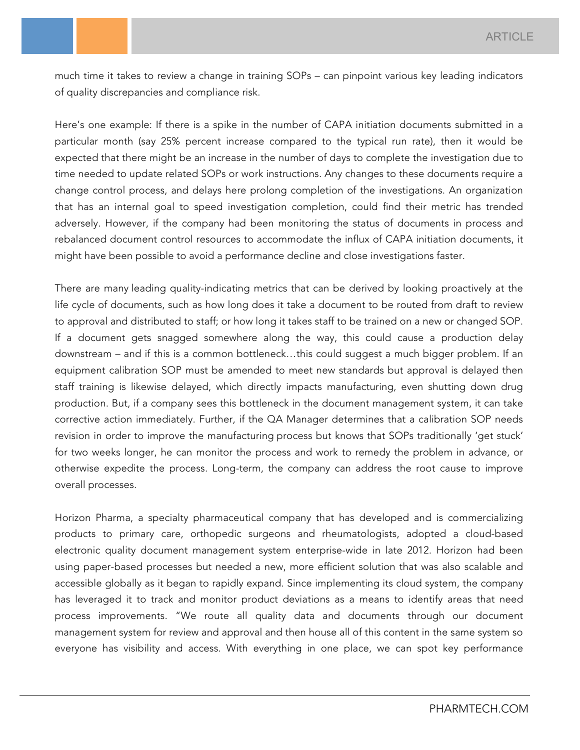much time it takes to review a change in training SOPs – can pinpoint various key leading indicators of quality discrepancies and compliance risk.

Here's one example: If there is a spike in the number of CAPA initiation documents submitted in a particular month (say 25% percent increase compared to the typical run rate), then it would be expected that there might an increase in the number of days to complete the investigation due to time needed to update related SOPs or work instructions. Any changes to these documents require a change control process, and delays here prolong completion of the investigations. An organization that has an internal goal to speed investigation completion, could find their metric has trended adversely. However, if the company had been monitoring the status of documents in process and rebalanced document control resources to accommodate the influx of CAPA initiation documents, it might have been possible to avoid a performance decline and close investigations faster.

There are many leading quality-indicating metrics that can be derived by looking proactively at the life cycle of documents, such as how long does it take a document to be routed from draft to review to approval and distributed to staff; or how long it takes staff to be trained on a new or changed SOP. If a document gets snagged somewhere along the way, this could cause a production delay downstream – and if this is a common bottleneck…this could suggest a much bigger problem. If an equipment calibration SOP must be amended to meet new standards but approval is delayed then staff training is likewise delayed, which directly impacts manufacturing, even shutting down drug production. But, if a company sees this bottleneck in the document management system, it can take corrective action immediately. Further, if the QA Manager determines that a calibration SOP needs revision in order to improve the manufacturing process but knows that SOPs traditionally 'get stuck' for two weeks longer, he can monitor the process and work to remedy the problem in advance, or otherwise expedite the process. Long-term, the company can address the root cause to improve overall processes.

Horizon Pharma, a specialty pharmaceutical company that has developed and is commercializing products to primary care, orthopedic surgeons and rheumatologists, adopted a cloud-based electronic quality document management system enterprise-wide in late 2012. Horizon had been using paper-based processes but needed a new, more efficient solution that was also scalable and accessible globally as it began to rapidly expand. Since implementing its cloud system, the company has leveraged it to track and monitor product deviations as a means to identify areas that need process improvements. "We route all quality data and documents through our document management system for review and approval and then house all of this content in the same system so everyone has visibility and access. With everything in one place, we can spot key performance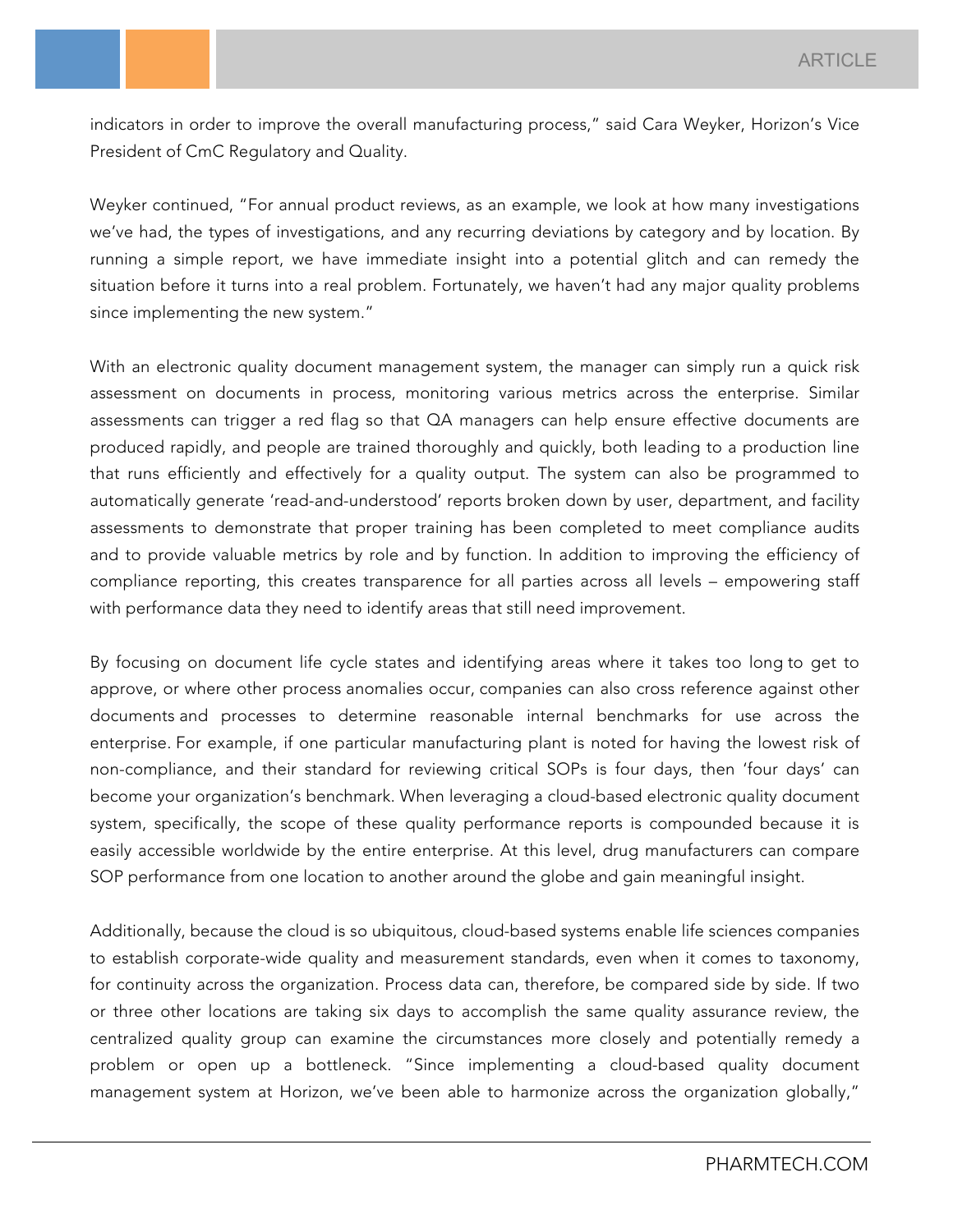indicators in order to improve the overall manufacturing process," said Cara Weyker, Horizon's Vice President of CmC Regulatory and Quality.

Weyker continued, "For annual product reviews, as an example, we look at how many investigations we've had, the types of investigations, and any recurring deviations by category and by location. By running a simple report, we have immediate insight into a potential glitch and can remedy the situation before it turns into a real problem. Fortunately, we haven't had any major quality problems since implementing the new system."

With an electronic quality document management system, the manager can simply run a quick risk assessment on documents in process, monitoring various metrics across the enterprise. Similar assessments can trigger a red flag so that QA managers can help ensure effective documents are produced rapidly, and people are trained thoroughly and quickly, both leading to a production line that runs efficiently and effectively for a quality output. The system can also be programmed to automatically generate 'read-and-understood' reports broken down by user, department, and facility assessments to demonstrate that proper training has been completed to meet compliance audits and to provide valuable metrics by role and by function. In addition to improving the efficiency of compliance reporting, this creates transparence for all parties across all levels – empowering staff with performance data they need to identify areas that still need improvement.

By focusing on document life cycle states and identifying areas where it takes too long to get to approve, or where other process anomalies occur, companies can also cross reference against other documents and processes to determine reasonable internal benchmarks for use across the enterprise. For example, if one particular manufacturing plant is noted for having the lowest risk of non-compliance, and their standard for reviewing critical SOPs is four days, then 'four days' can become your organization's benchmark. When leveraging a cloud-based electronic quality document system, specifically, the scope of these quality performance reports is compounded because it is easily accessible worldwide by the entire enterprise. At this level, drug manufacturers can compare SOP performance from one location to another around the globe and gain meaningful insight.

Additionally, because the cloud is so ubiquitous, cloud-based systems enable life sciences companies to establish corporate-wide quality and measurement standards, even when it comes to taxonomy, for continuity across the organization. Process data can, therefore, be compared side by side. If two or three other locations are taking six days to accomplish the same quality assurance review, the centralized quality group can examine the circumstances more closely and potentially remedy a problem or open up a bottleneck. "Since implementing a cloud-based quality document management system at Horizon, we've been able to harmonize across the organization globally,"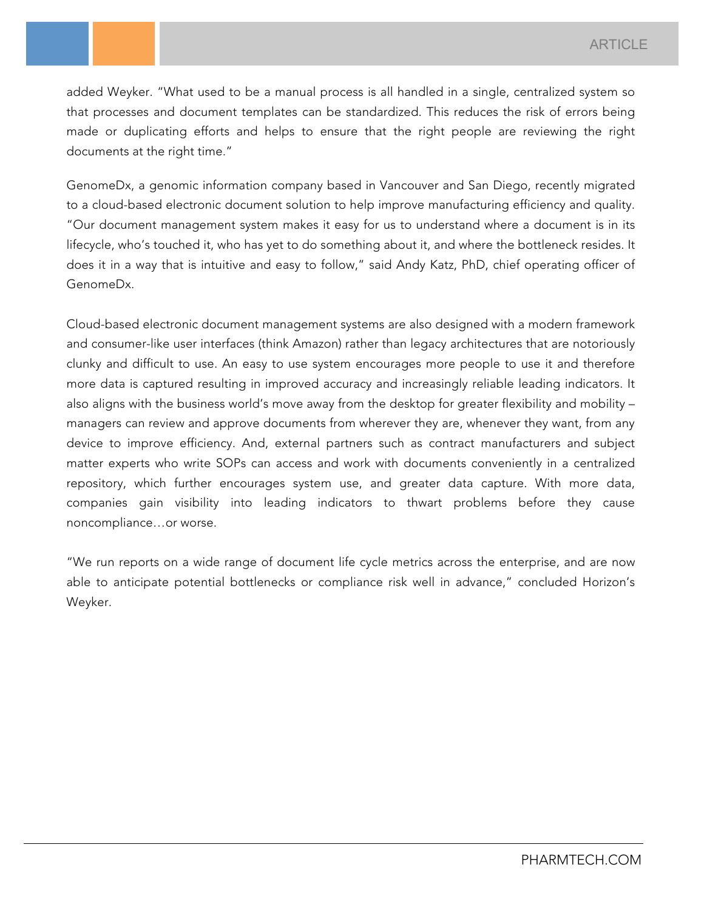added Weyker. "What used to be a manual process is all handled in a single, centralized system so that processes and document templates can be standardized. This reduces the risk of errors being made or duplicating efforts and helps to ensure that the right people are reviewing the right documents at the right time."

GenomeDx, a genomic information company based in Vancouver and San Diego, recently migrated to a cloud-based electronic document solution to help improve manufacturing efficiency and quality. "Our document management system makes it easy for us to understand where a document is in its lifecycle, who's touched it, who has yet to do something about it, and where the bottleneck resides. It does it in a way that is intuitive and easy to follow," said Andy Katz, PhD, chief operating officer of GenomeDx.

Cloud-based electronic document management systems are also designed with a modern framework and consumer-like user interfaces (think Amazon) rather than legacy architectures that are notoriously clunky and difficult to use. An easy to use system encourages more people to use it and therefore more data is captured resulting in improved accuracy and increasingly reliable leading indicators. It also aligns with the business world's move away from the desktop for greater flexibility and mobility – managers can review and approve documents from wherever they are, whenever they want, from any device to improve efficiency. And, external partners such as contract manufacturers and subject matter experts who write SOPs can access and work with documents conveniently in a centralized repository, which further encourages system use, and greater data capture. With more data, companies gain visibility into leading indicators to thwart problems before they cause noncompliance…or worse.

"We run reports on a wide range of document life cycle metrics across the enterprise, and are now able to anticipate potential bottlenecks or compliance risk well in advance," concluded Horizon's Weyker.